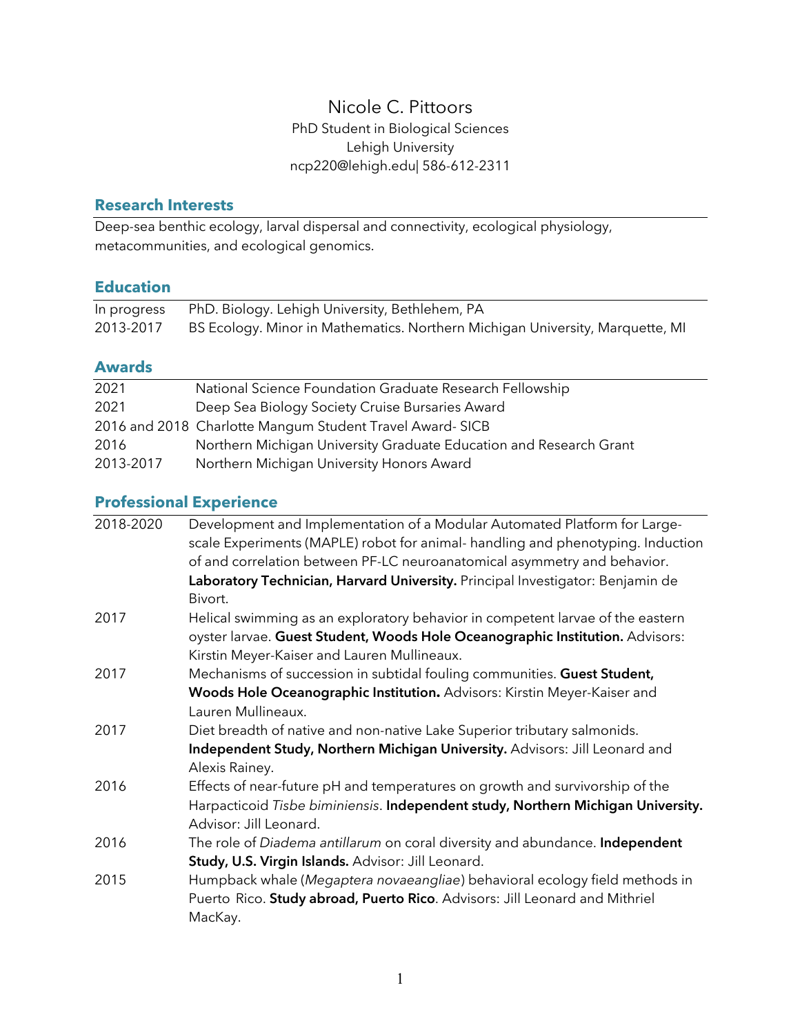# Nicole C. Pittoors

PhD Student in Biological Sciences
Lehigh University
ncp220@lehigh.edu| 586-612-2311

## Research Interests

Deep-sea benthic ecology, larval dispersal and connectivity, ecological physiology, metacommunities, and ecological genomics.

## Education

| | |
|---|---|
| In progress | PhD. Biology. Lehigh University, Bethlehem, PA |
| 2013-2017 | BS Ecology. Minor in Mathematics. Northern Michigan University, Marquette, MI |

## Awards

| | |
|---|---|
| 2021 | National Science Foundation Graduate Research Fellowship |
| 2021 | Deep Sea Biology Society Cruise Bursaries Award |
| 2016 and 2018 | Charlotte Mangum Student Travel Award- SICB |
| 2016 | Northern Michigan University Graduate Education and Research Grant |
| 2013-2017 | Northern Michigan University Honors Award |

## Professional Experience

| | |
|---|---|
| 2018-2020 | Development and Implementation of a Modular Automated Platform for Large-scale Experiments (MAPLE) robot for animal- handling and phenotyping. Induction of and correlation between PF-LC neuroanatomical asymmetry and behavior. **Laboratory Technician, Harvard University.** Principal Investigator: Benjamin de Bivort. |
| 2017 | Helical swimming as an exploratory behavior in competent larvae of the eastern oyster larvae. **Guest Student, Woods Hole Oceanographic Institution.** Advisors: Kirstin Meyer-Kaiser and Lauren Mullineaux. |
| 2017 | Mechanisms of succession in subtidal fouling communities. **Guest Student, Woods Hole Oceanographic Institution.** Advisors: Kirstin Meyer-Kaiser and Lauren Mullineaux. |
| 2017 | Diet breadth of native and non-native Lake Superior tributary salmonids. **Independent Study, Northern Michigan University.** Advisors: Jill Leonard and Alexis Rainey. |
| 2016 | Effects of near-future pH and temperatures on growth and survivorship of the Harpacticoid *Tisbe biminiensis*. **Independent study, Northern Michigan University.** Advisor: Jill Leonard. |
| 2016 | The role of *Diadema antillarum* on coral diversity and abundance. **Independent Study, U.S. Virgin Islands.** Advisor: Jill Leonard. |
| 2015 | Humpback whale (*Megaptera novaeangliae*) behavioral ecology field methods in Puerto Rico. **Study abroad, Puerto Rico**. Advisors: Jill Leonard and Mithriel MacKay. |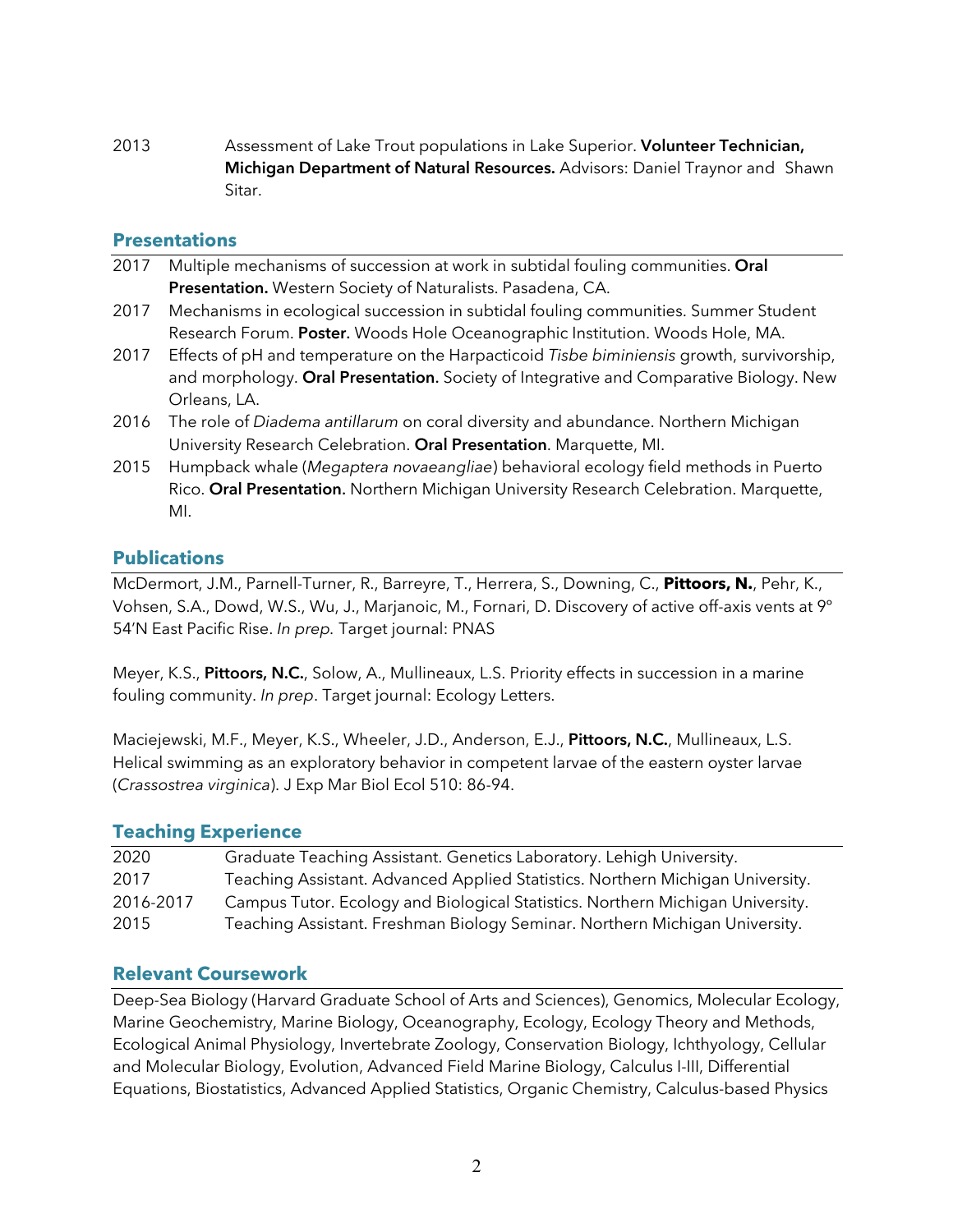2013 Assessment of Lake Trout populations in Lake Superior. **Volunteer Technician, Michigan Department of Natural Resources.** Advisors: Daniel Traynor and Shawn Sitar.

## Presentations

2017 Multiple mechanisms of succession at work in subtidal fouling communities. **Oral Presentation.** Western Society of Naturalists. Pasadena, CA.

2017 Mechanisms in ecological succession in subtidal fouling communities. Summer Student Research Forum. **Poster.** Woods Hole Oceanographic Institution. Woods Hole, MA.

2017 Effects of pH and temperature on the Harpacticoid *Tisbe biminiensis* growth, survivorship, and morphology. **Oral Presentation.** Society of Integrative and Comparative Biology. New Orleans, LA.

2016 The role of *Diadema antillarum* on coral diversity and abundance. Northern Michigan University Research Celebration. **Oral Presentation**. Marquette, MI.

2015 Humpback whale (*Megaptera novaeangliae*) behavioral ecology field methods in Puerto Rico. **Oral Presentation.** Northern Michigan University Research Celebration. Marquette, MI.

## Publications

McDermort, J.M., Parnell-Turner, R., Barreyre, T., Herrera, S., Downing, C., **Pittoors, N.**, Pehr, K., Vohsen, S.A., Dowd, W.S., Wu, J., Marjanoic, M., Fornari, D. Discovery of active off-axis vents at 9° 54'N East Pacific Rise. *In prep.* Target journal: PNAS

Meyer, K.S., **Pittoors, N.C.**, Solow, A., Mullineaux, L.S. Priority effects in succession in a marine fouling community. *In prep*. Target journal: Ecology Letters.

Maciejewski, M.F., Meyer, K.S., Wheeler, J.D., Anderson, E.J., **Pittoors, N.C.**, Mullineaux, L.S. Helical swimming as an exploratory behavior in competent larvae of the eastern oyster larvae (*Crassostrea virginica*). J Exp Mar Biol Ecol 510: 86-94.

## Teaching Experience

| | |
|---|---|
| 2020 | Graduate Teaching Assistant. Genetics Laboratory. Lehigh University. |
| 2017 | Teaching Assistant. Advanced Applied Statistics. Northern Michigan University. |
| 2016-2017 | Campus Tutor. Ecology and Biological Statistics. Northern Michigan University. |
| 2015 | Teaching Assistant. Freshman Biology Seminar. Northern Michigan University. |

## Relevant Coursework

Deep-Sea Biology (Harvard Graduate School of Arts and Sciences), Genomics, Molecular Ecology, Marine Geochemistry, Marine Biology, Oceanography, Ecology, Ecology Theory and Methods, Ecological Animal Physiology, Invertebrate Zoology, Conservation Biology, Ichthyology, Cellular and Molecular Biology, Evolution, Advanced Field Marine Biology, Calculus I-III, Differential Equations, Biostatistics, Advanced Applied Statistics, Organic Chemistry, Calculus-based Physics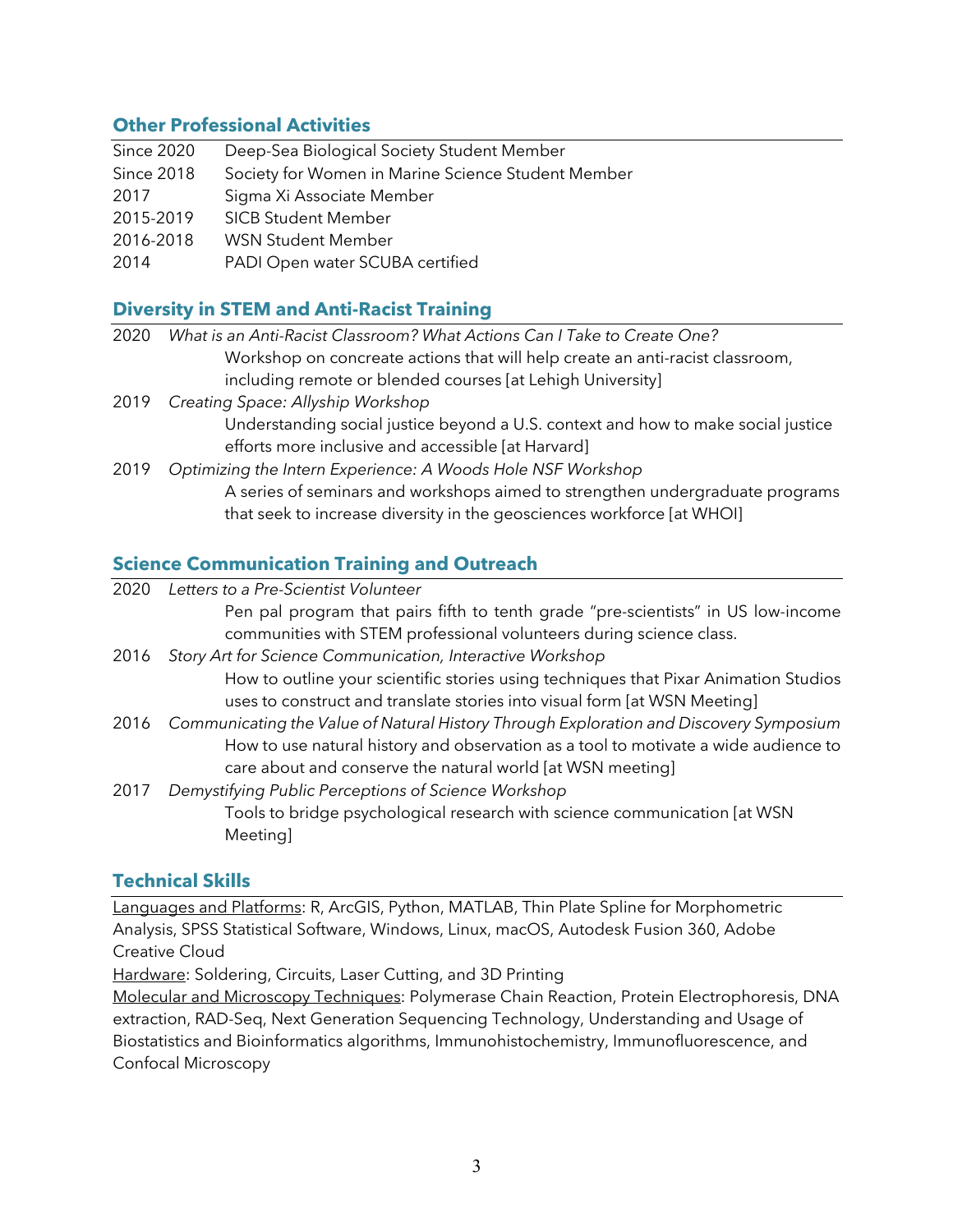## Other Professional Activities

| | |
|---|---|
| Since 2020 | Deep-Sea Biological Society Student Member |
| Since 2018 | Society for Women in Marine Science Student Member |
| 2017 | Sigma Xi Associate Member |
| 2015-2019 | SICB Student Member |
| 2016-2018 | WSN Student Member |
| 2014 | PADI Open water SCUBA certified |

## Diversity in STEM and Anti-Racist Training

2020 *What is an Anti-Racist Classroom? What Actions Can I Take to Create One?*
Workshop on concreate actions that will help create an anti-racist classroom, including remote or blended courses [at Lehigh University]

2019 *Creating Space: Allyship Workshop*
Understanding social justice beyond a U.S. context and how to make social justice efforts more inclusive and accessible [at Harvard]

2019 *Optimizing the Intern Experience: A Woods Hole NSF Workshop*
A series of seminars and workshops aimed to strengthen undergraduate programs that seek to increase diversity in the geosciences workforce [at WHOI]

## Science Communication Training and Outreach

2020 *Letters to a Pre-Scientist Volunteer*
Pen pal program that pairs fifth to tenth grade "pre-scientists" in US low-income communities with STEM professional volunteers during science class.

2016 *Story Art for Science Communication, Interactive Workshop*
How to outline your scientific stories using techniques that Pixar Animation Studios uses to construct and translate stories into visual form [at WSN Meeting]

2016 *Communicating the Value of Natural History Through Exploration and Discovery Symposium*
How to use natural history and observation as a tool to motivate a wide audience to care about and conserve the natural world [at WSN meeting]

2017 *Demystifying Public Perceptions of Science Workshop*
Tools to bridge psychological research with science communication [at WSN Meeting]

## Technical Skills

Languages and Platforms: R, ArcGIS, Python, MATLAB, Thin Plate Spline for Morphometric Analysis, SPSS Statistical Software, Windows, Linux, macOS, Autodesk Fusion 360, Adobe Creative Cloud

Hardware: Soldering, Circuits, Laser Cutting, and 3D Printing

Molecular and Microscopy Techniques: Polymerase Chain Reaction, Protein Electrophoresis, DNA extraction, RAD-Seq, Next Generation Sequencing Technology, Understanding and Usage of Biostatistics and Bioinformatics algorithms, Immunohistochemistry, Immunofluorescence, and Confocal Microscopy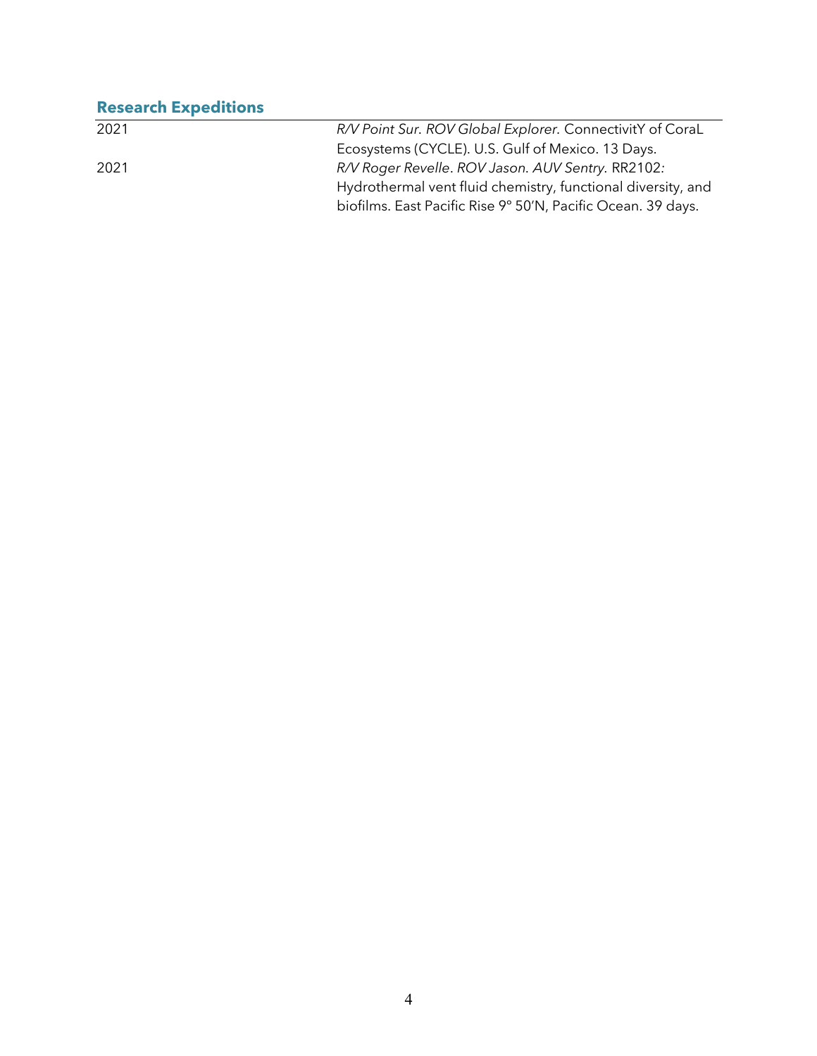## Research Expeditions

| | |
|---|---|
| 2021 | *R/V Point Sur*. *ROV Global Explorer*. ConnectivitY of CoraL Ecosystems (CYCLE). U.S. Gulf of Mexico. 13 Days. |
| 2021 | *R/V Roger Revelle*. *ROV Jason*. *AUV Sentry*. RR2102*:* Hydrothermal vent fluid chemistry, functional diversity, and biofilms. East Pacific Rise 9° 50'N, Pacific Ocean. 39 days. |